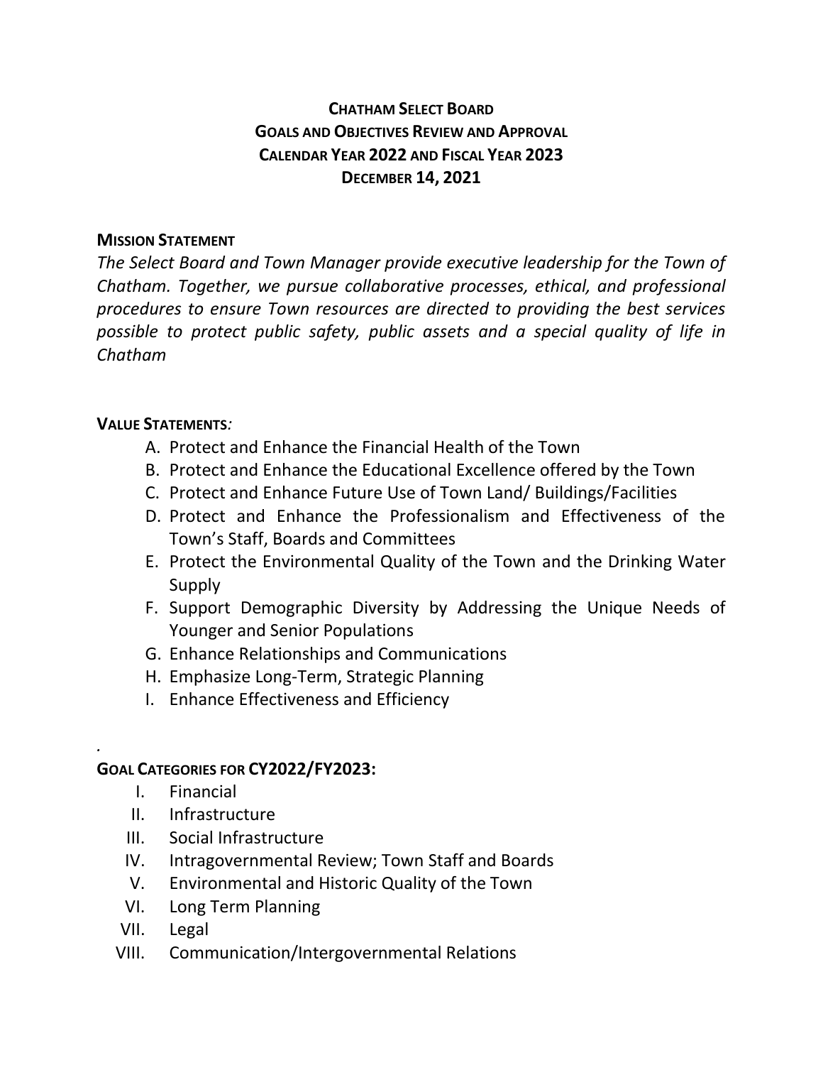# CHATHAM SELECT BOARD
# GOALS AND OBJECTIVES REVIEW AND APPROVAL
# CALENDAR YEAR 2022 AND FISCAL YEAR 2023
# DECEMBER 14, 2021

**MISSION STATEMENT**

*The Select Board and Town Manager provide executive leadership for the Town of Chatham. Together, we pursue collaborative processes, ethical, and professional procedures to ensure Town resources are directed to providing the best services possible to protect public safety, public assets and a special quality of life in Chatham*

**VALUE STATEMENTS***:*

- A. Protect and Enhance the Financial Health of the Town
- B. Protect and Enhance the Educational Excellence offered by the Town
- C. Protect and Enhance Future Use of Town Land/ Buildings/Facilities
- D. Protect and Enhance the Professionalism and Effectiveness of the Town's Staff, Boards and Committees
- E. Protect the Environmental Quality of the Town and the Drinking Water Supply
- F. Support Demographic Diversity by Addressing the Unique Needs of Younger and Senior Populations
- G. Enhance Relationships and Communications
- H. Emphasize Long-Term, Strategic Planning
- I. Enhance Effectiveness and Efficiency

*.*

**GOAL CATEGORIES FOR CY2022/FY2023:**

- I. Financial
- II. Infrastructure
- III. Social Infrastructure
- IV. Intragovernmental Review; Town Staff and Boards
- V. Environmental and Historic Quality of the Town
- VI. Long Term Planning
- VII. Legal
- VIII. Communication/Intergovernmental Relations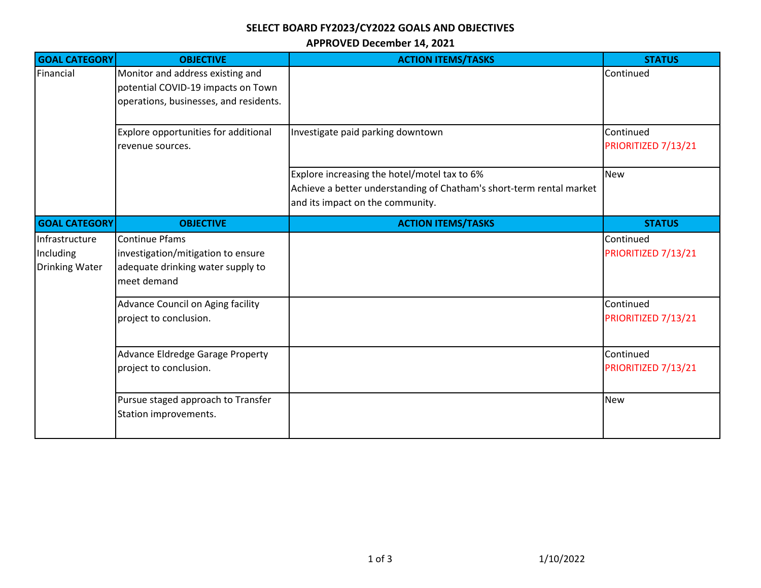**SELECT BOARD FY2023/CY2022 GOALS AND OBJECTIVES**

**APPROVED December 14, 2021**

| GOAL CATEGORY | OBJECTIVE | ACTION ITEMS/TASKS | STATUS |
|---|---|---|---|
| Financial | Monitor and address existing and potential COVID-19 impacts on Town operations, businesses, and residents. | | Continued |
| | Explore opportunities for additional revenue sources. | Investigate paid parking downtown | Continued<br>PRIORITIZED 7/13/21 |
| | | Explore increasing the hotel/motel tax to 6%<br>Achieve a better understanding of Chatham's short-term rental market and its impact on the community. | New |

| GOAL CATEGORY | OBJECTIVE | ACTION ITEMS/TASKS | STATUS |
|---|---|---|---|
| Infrastructure Including Drinking Water | Continue Pfams investigation/mitigation to ensure adequate drinking water supply to meet demand | | Continued<br>PRIORITIZED 7/13/21 |
| | Advance Council on Aging facility project to conclusion. | | Continued<br>PRIORITIZED 7/13/21 |
| | Advance Eldredge Garage Property project to conclusion. | | Continued<br>PRIORITIZED 7/13/21 |
| | Pursue staged approach to Transfer Station improvements. | | New |

1/10/2022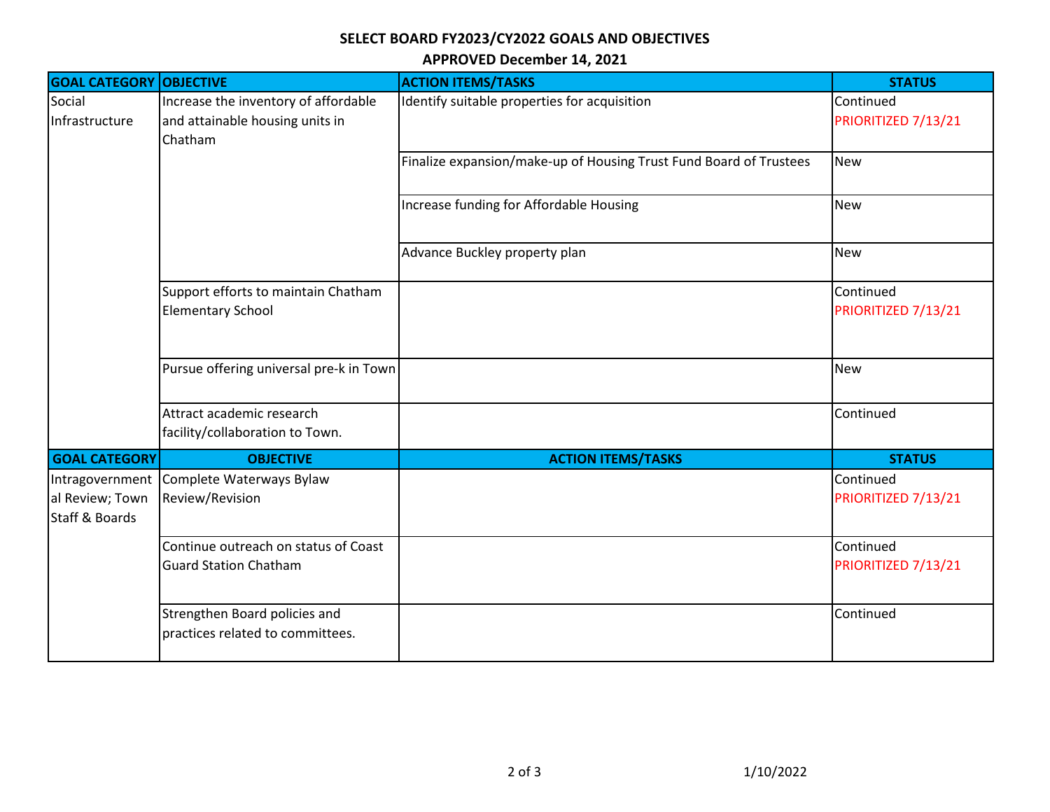**SELECT BOARD FY2023/CY2022 GOALS AND OBJECTIVES**

**APPROVED December 14, 2021**

| GOAL CATEGORY | OBJECTIVE | ACTION ITEMS/TASKS | STATUS |
|---|---|---|---|
| Social Infrastructure | Increase the inventory of affordable and attainable housing units in Chatham | Identify suitable properties for acquisition | Continued PRIORITIZED 7/13/21 |
| | | Finalize expansion/make-up of Housing Trust Fund Board of Trustees | New |
| | | Increase funding for Affordable Housing | New |
| | | Advance Buckley property plan | New |
| | Support efforts to maintain Chatham Elementary School | | Continued PRIORITIZED 7/13/21 |
| | Pursue offering universal pre-k in Town | | New |
| | Attract academic research facility/collaboration to Town. | | Continued |
| **GOAL CATEGORY** | **OBJECTIVE** | **ACTION ITEMS/TASKS** | **STATUS** |
| Intragovernmental Review; Town Staff & Boards | Complete Waterways Bylaw Review/Revision | | Continued PRIORITIZED 7/13/21 |
| | Continue outreach on status of Coast Guard Station Chatham | | Continued PRIORITIZED 7/13/21 |
| | Strengthen Board policies and practices related to committees. | | Continued |

1/10/2022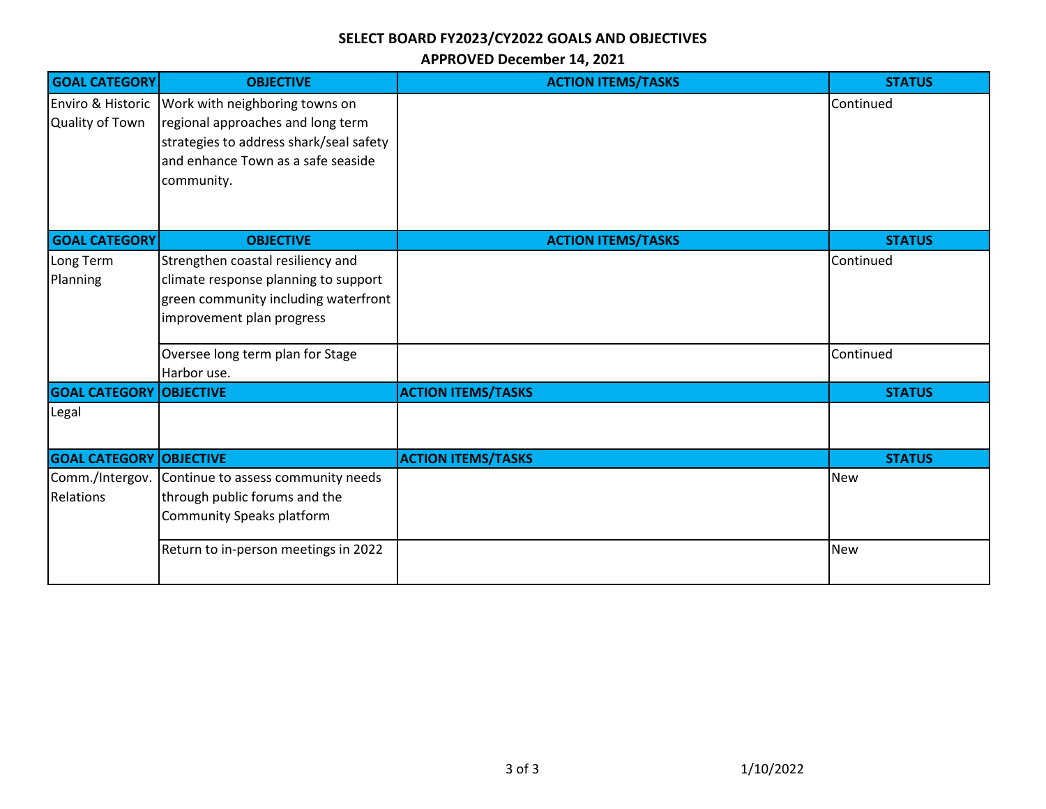# SELECT BOARD FY2023/CY2022 GOALS AND OBJECTIVES

## APPROVED December 14, 2021

| GOAL CATEGORY | OBJECTIVE | ACTION ITEMS/TASKS | STATUS |
|---|---|---|---|
| Enviro & Historic Quality of Town | Work with neighboring towns on regional approaches and long term strategies to address shark/seal safety and enhance Town as a safe seaside community. | | Continued |
| **GOAL CATEGORY** | **OBJECTIVE** | **ACTION ITEMS/TASKS** | **STATUS** |
| Long Term Planning | Strengthen coastal resiliency and climate response planning to support green community including waterfront improvement plan progress | | Continued |
| | Oversee long term plan for Stage Harbor use. | | Continued |
| **GOAL CATEGORY** | **OBJECTIVE** | **ACTION ITEMS/TASKS** | **STATUS** |
| Legal | | | |
| **GOAL CATEGORY** | **OBJECTIVE** | **ACTION ITEMS/TASKS** | **STATUS** |
| Comm./Intergov. Relations | Continue to assess community needs through public forums and the Community Speaks platform | | New |
| | Return to in-person meetings in 2022 | | New |

1/10/2022